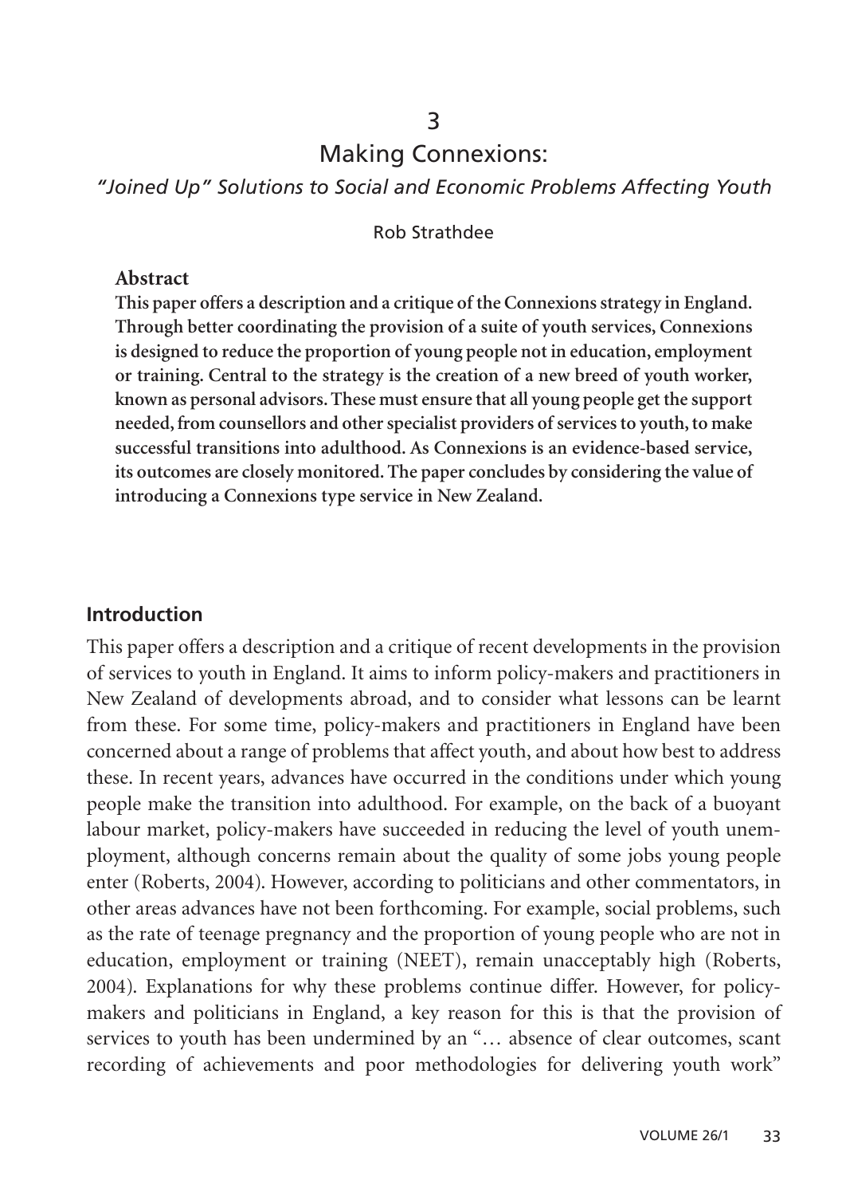# 3

# Making Connexions:

## *"Joined Up" Solutions to Social and Economic Problems Affecting Youth*

Rob Strathdee

**Abstract**

**This paper offers a description and a critique of the Connexions strategy in England. Through better coordinating the provision of a suite of youth services, Connexions is designed to reduce the proportion of young people not in education, employment or training. Central to the strategy is the creation of a new breed of youth worker, known as personal advisors. These must ensure that all young people get the support needed, from counsellors and other specialist providers of services to youth, to make successful transitions into adulthood. As Connexions is an evidence-based service, its outcomes are closely monitored. The paper concludes by considering the value of introducing a Connexions type service in New Zealand.**

## Introduction

This paper offers a description and a critique of recent developments in the provision of services to youth in England. It aims to inform policy-makers and practitioners in New Zealand of developments abroad, and to consider what lessons can be learnt from these. For some time, policy-makers and practitioners in England have been concerned about a range of problems that affect youth, and about how best to address these. In recent years, advances have occurred in the conditions under which young people make the transition into adulthood. For example, on the back of a buoyant labour market, policy-makers have succeeded in reducing the level of youth unemployment, although concerns remain about the quality of some jobs young people enter (Roberts, 2004). However, according to politicians and other commentators, in other areas advances have not been forthcoming. For example, social problems, such as the rate of teenage pregnancy and the proportion of young people who are not in education, employment or training (NEET), remain unacceptably high (Roberts, 2004). Explanations for why these problems continue differ. However, for policy-makers and politicians in England, a key reason for this is that the provision of services to youth has been undermined by an "… absence of clear outcomes, scant recording of achievements and poor methodologies for delivering youth work"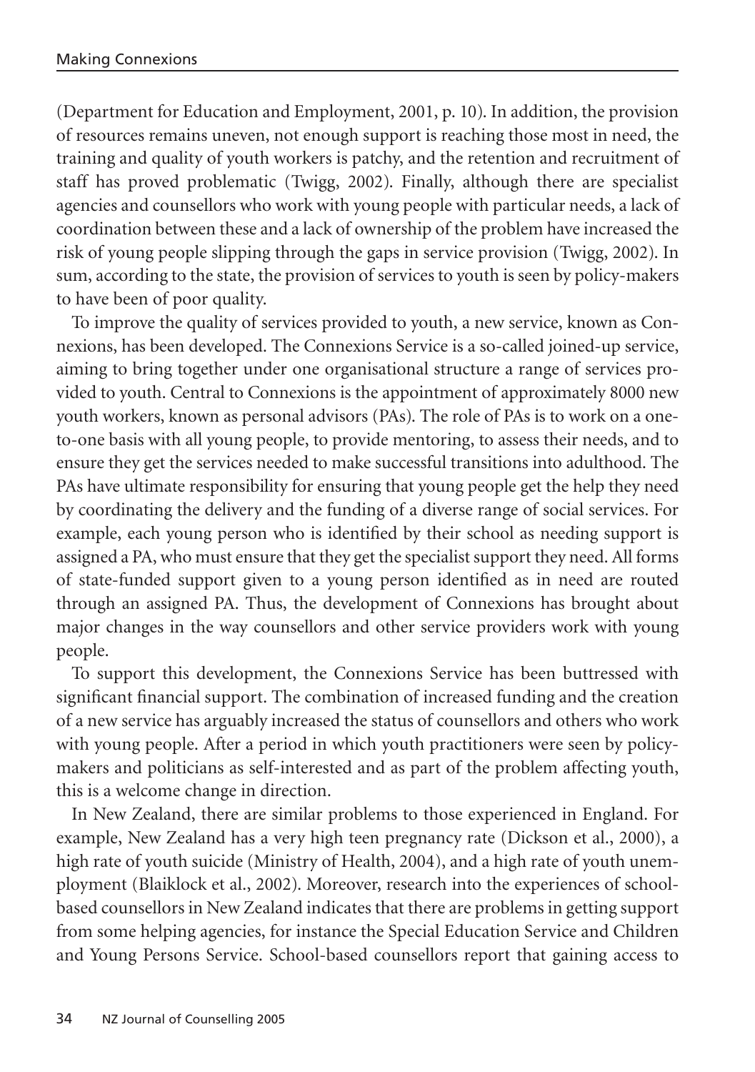(Department for Education and Employment, 2001, p. 10). In addition, the provision of resources remains uneven, not enough support is reaching those most in need, the training and quality of youth workers is patchy, and the retention and recruitment of staff has proved problematic (Twigg, 2002). Finally, although there are specialist agencies and counsellors who work with young people with particular needs, a lack of coordination between these and a lack of ownership of the problem have increased the risk of young people slipping through the gaps in service provision (Twigg, 2002). In sum, according to the state, the provision of services to youth is seen by policy-makers to have been of poor quality.

To improve the quality of services provided to youth, a new service, known as Connexions, has been developed. The Connexions Service is a so-called joined-up service, aiming to bring together under one organisational structure a range of services provided to youth. Central to Connexions is the appointment of approximately 8000 new youth workers, known as personal advisors (PAs). The role of PAs is to work on a one-to-one basis with all young people, to provide mentoring, to assess their needs, and to ensure they get the services needed to make successful transitions into adulthood. The PAs have ultimate responsibility for ensuring that young people get the help they need by coordinating the delivery and the funding of a diverse range of social services. For example, each young person who is identified by their school as needing support is assigned a PA, who must ensure that they get the specialist support they need. All forms of state-funded support given to a young person identified as in need are routed through an assigned PA. Thus, the development of Connexions has brought about major changes in the way counsellors and other service providers work with young people.

To support this development, the Connexions Service has been buttressed with significant financial support. The combination of increased funding and the creation of a new service has arguably increased the status of counsellors and others who work with young people. After a period in which youth practitioners were seen by policy-makers and politicians as self-interested and as part of the problem affecting youth, this is a welcome change in direction.

In New Zealand, there are similar problems to those experienced in England. For example, New Zealand has a very high teen pregnancy rate (Dickson et al., 2000), a high rate of youth suicide (Ministry of Health, 2004), and a high rate of youth unemployment (Blaiklock et al., 2002). Moreover, research into the experiences of school-based counsellors in New Zealand indicates that there are problems in getting support from some helping agencies, for instance the Special Education Service and Children and Young Persons Service. School-based counsellors report that gaining access to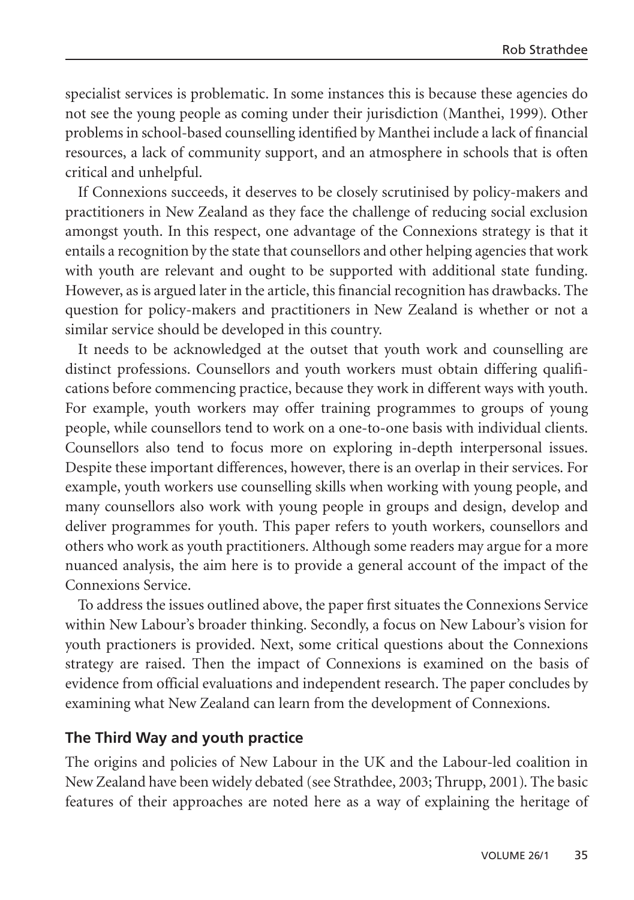specialist services is problematic. In some instances this is because these agencies do not see the young people as coming under their jurisdiction (Manthei, 1999). Other problems in school-based counselling identified by Manthei include a lack of financial resources, a lack of community support, and an atmosphere in schools that is often critical and unhelpful.

If Connexions succeeds, it deserves to be closely scrutinised by policy-makers and practitioners in New Zealand as they face the challenge of reducing social exclusion amongst youth. In this respect, one advantage of the Connexions strategy is that it entails a recognition by the state that counsellors and other helping agencies that work with youth are relevant and ought to be supported with additional state funding. However, as is argued later in the article, this financial recognition has drawbacks. The question for policy-makers and practitioners in New Zealand is whether or not a similar service should be developed in this country.

It needs to be acknowledged at the outset that youth work and counselling are distinct professions. Counsellors and youth workers must obtain differing qualifications before commencing practice, because they work in different ways with youth. For example, youth workers may offer training programmes to groups of young people, while counsellors tend to work on a one-to-one basis with individual clients. Counsellors also tend to focus more on exploring in-depth interpersonal issues. Despite these important differences, however, there is an overlap in their services. For example, youth workers use counselling skills when working with young people, and many counsellors also work with young people in groups and design, develop and deliver programmes for youth. This paper refers to youth workers, counsellors and others who work as youth practitioners. Although some readers may argue for a more nuanced analysis, the aim here is to provide a general account of the impact of the Connexions Service.

To address the issues outlined above, the paper first situates the Connexions Service within New Labour's broader thinking. Secondly, a focus on New Labour's vision for youth practioners is provided. Next, some critical questions about the Connexions strategy are raised. Then the impact of Connexions is examined on the basis of evidence from official evaluations and independent research. The paper concludes by examining what New Zealand can learn from the development of Connexions.

## The Third Way and youth practice

The origins and policies of New Labour in the UK and the Labour-led coalition in New Zealand have been widely debated (see Strathdee, 2003; Thrupp, 2001). The basic features of their approaches are noted here as a way of explaining the heritage of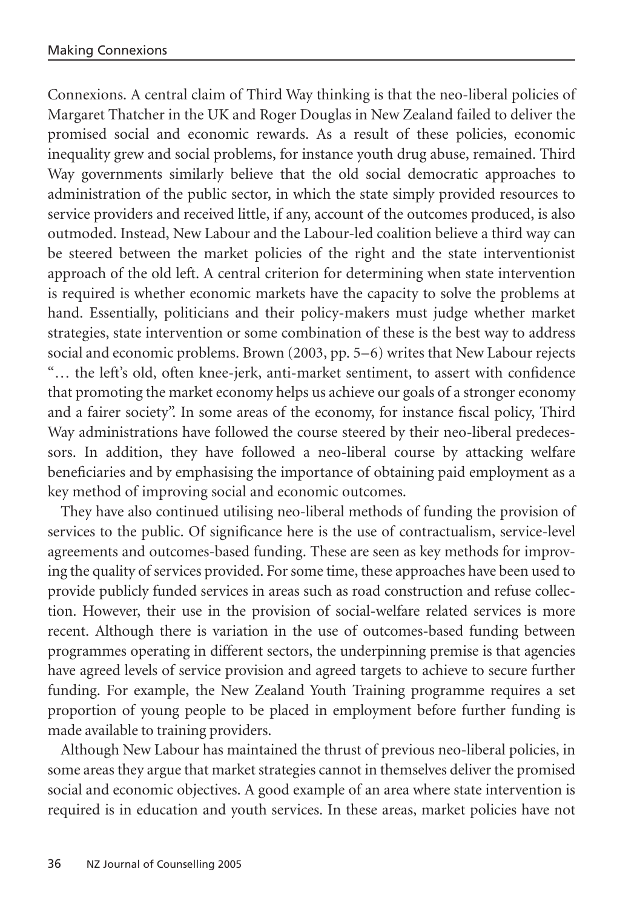Connexions. A central claim of Third Way thinking is that the neo-liberal policies of Margaret Thatcher in the UK and Roger Douglas in New Zealand failed to deliver the promised social and economic rewards. As a result of these policies, economic inequality grew and social problems, for instance youth drug abuse, remained. Third Way governments similarly believe that the old social democratic approaches to administration of the public sector, in which the state simply provided resources to service providers and received little, if any, account of the outcomes produced, is also outmoded. Instead, New Labour and the Labour-led coalition believe a third way can be steered between the market policies of the right and the state interventionist approach of the old left. A central criterion for determining when state intervention is required is whether economic markets have the capacity to solve the problems at hand. Essentially, politicians and their policy-makers must judge whether market strategies, state intervention or some combination of these is the best way to address social and economic problems. Brown (2003, pp. 5–6) writes that New Labour rejects "… the left's old, often knee-jerk, anti-market sentiment, to assert with confidence that promoting the market economy helps us achieve our goals of a stronger economy and a fairer society". In some areas of the economy, for instance fiscal policy, Third Way administrations have followed the course steered by their neo-liberal predecessors. In addition, they have followed a neo-liberal course by attacking welfare beneficiaries and by emphasising the importance of obtaining paid employment as a key method of improving social and economic outcomes.

They have also continued utilising neo-liberal methods of funding the provision of services to the public. Of significance here is the use of contractualism, service-level agreements and outcomes-based funding. These are seen as key methods for improving the quality of services provided. For some time, these approaches have been used to provide publicly funded services in areas such as road construction and refuse collection. However, their use in the provision of social-welfare related services is more recent. Although there is variation in the use of outcomes-based funding between programmes operating in different sectors, the underpinning premise is that agencies have agreed levels of service provision and agreed targets to achieve to secure further funding. For example, the New Zealand Youth Training programme requires a set proportion of young people to be placed in employment before further funding is made available to training providers.

Although New Labour has maintained the thrust of previous neo-liberal policies, in some areas they argue that market strategies cannot in themselves deliver the promised social and economic objectives. A good example of an area where state intervention is required is in education and youth services. In these areas, market policies have not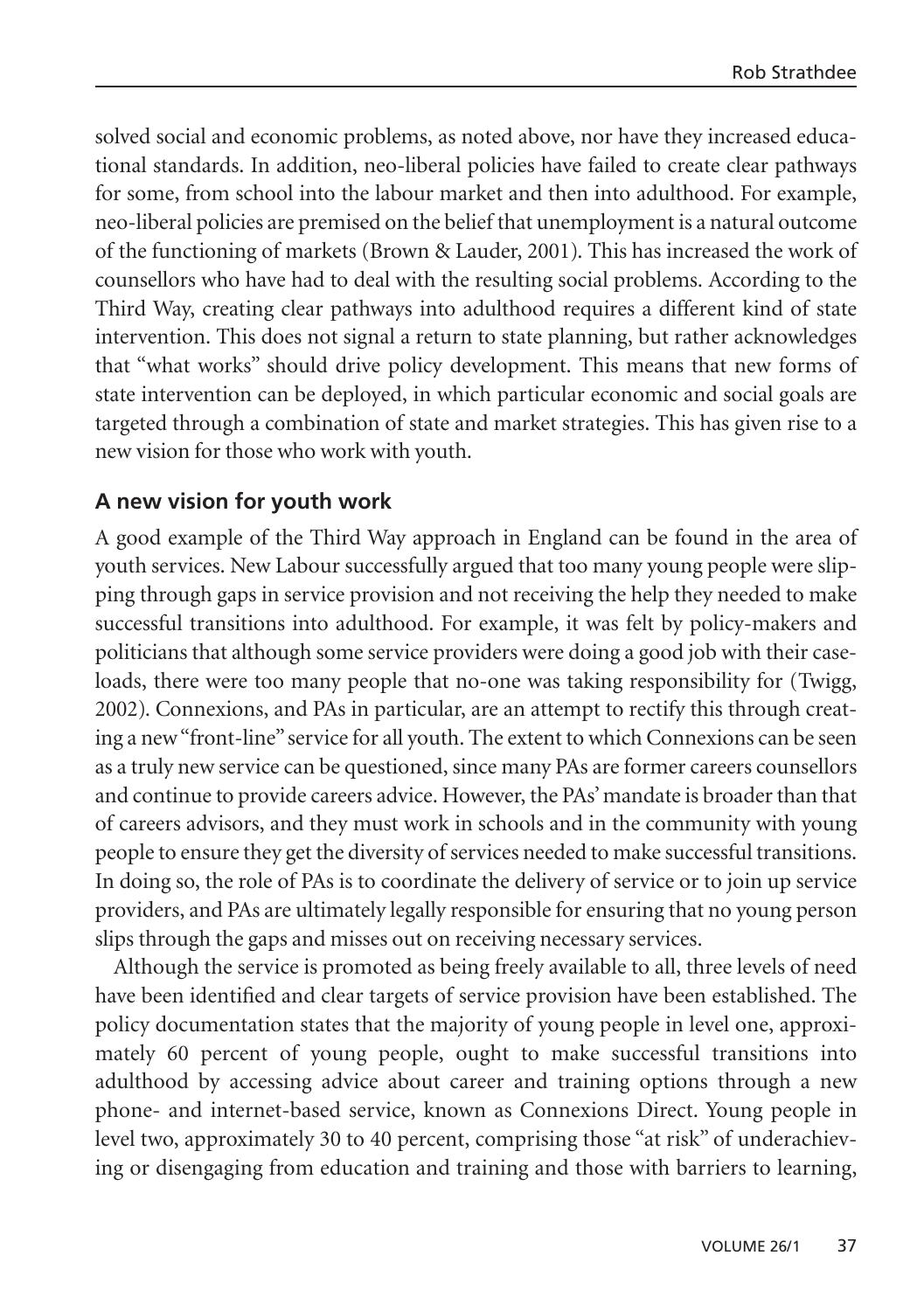solved social and economic problems, as noted above, nor have they increased educational standards. In addition, neo-liberal policies have failed to create clear pathways for some, from school into the labour market and then into adulthood. For example, neo-liberal policies are premised on the belief that unemployment is a natural outcome of the functioning of markets (Brown & Lauder, 2001). This has increased the work of counsellors who have had to deal with the resulting social problems. According to the Third Way, creating clear pathways into adulthood requires a different kind of state intervention. This does not signal a return to state planning, but rather acknowledges that "what works" should drive policy development. This means that new forms of state intervention can be deployed, in which particular economic and social goals are targeted through a combination of state and market strategies. This has given rise to a new vision for those who work with youth.

## A new vision for youth work

A good example of the Third Way approach in England can be found in the area of youth services. New Labour successfully argued that too many young people were slipping through gaps in service provision and not receiving the help they needed to make successful transitions into adulthood. For example, it was felt by policy-makers and politicians that although some service providers were doing a good job with their caseloads, there were too many people that no-one was taking responsibility for (Twigg, 2002). Connexions, and PAs in particular, are an attempt to rectify this through creating a new "front-line" service for all youth. The extent to which Connexions can be seen as a truly new service can be questioned, since many PAs are former careers counsellors and continue to provide careers advice. However, the PAs' mandate is broader than that of careers advisors, and they must work in schools and in the community with young people to ensure they get the diversity of services needed to make successful transitions. In doing so, the role of PAs is to coordinate the delivery of service or to join up service providers, and PAs are ultimately legally responsible for ensuring that no young person slips through the gaps and misses out on receiving necessary services.

Although the service is promoted as being freely available to all, three levels of need have been identified and clear targets of service provision have been established. The policy documentation states that the majority of young people in level one, approximately 60 percent of young people, ought to make successful transitions into adulthood by accessing advice about career and training options through a new phone- and internet-based service, known as Connexions Direct. Young people in level two, approximately 30 to 40 percent, comprising those "at risk" of underachieving or disengaging from education and training and those with barriers to learning,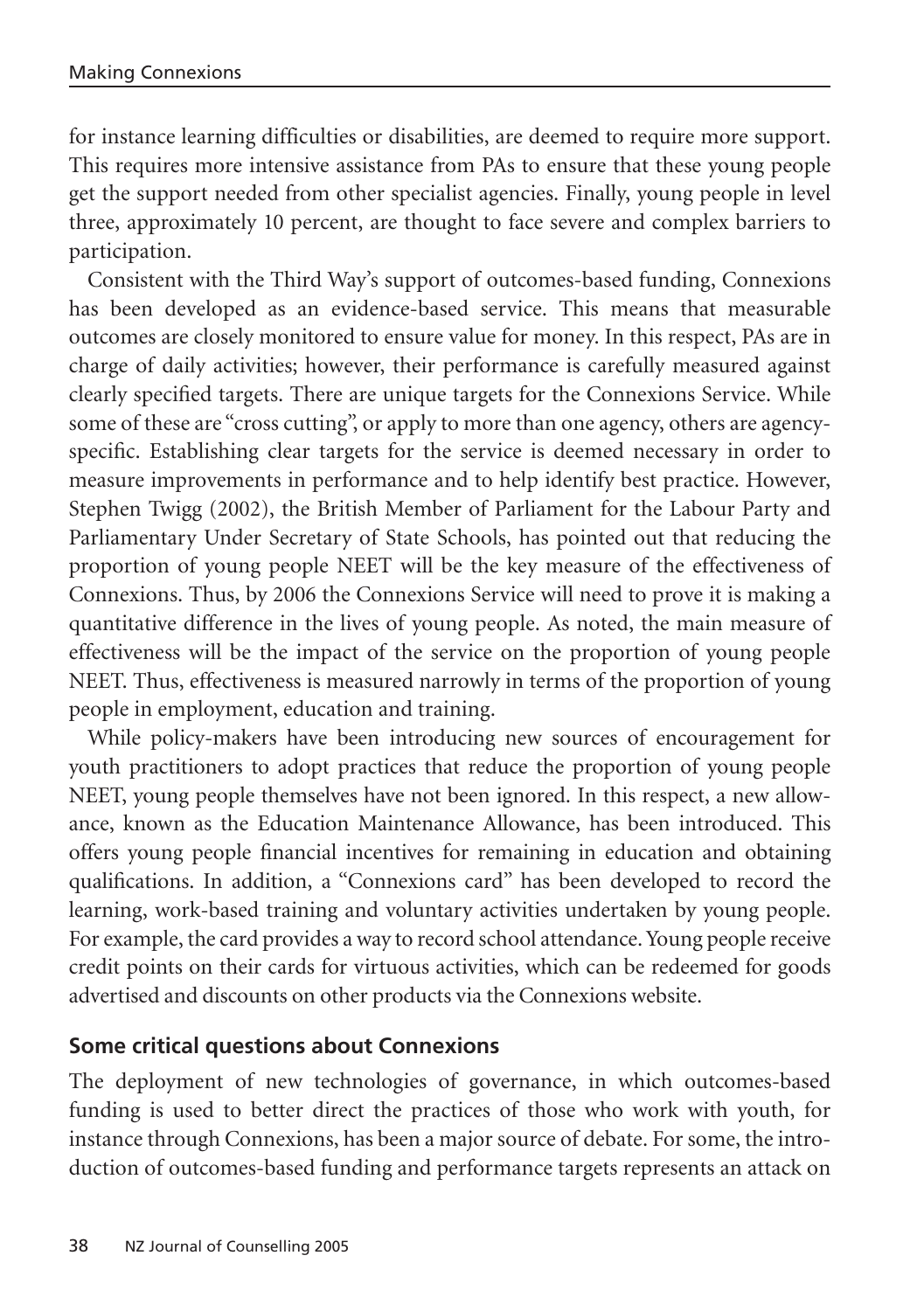for instance learning difficulties or disabilities, are deemed to require more support. This requires more intensive assistance from PAs to ensure that these young people get the support needed from other specialist agencies. Finally, young people in level three, approximately 10 percent, are thought to face severe and complex barriers to participation.

Consistent with the Third Way's support of outcomes-based funding, Connexions has been developed as an evidence-based service. This means that measurable outcomes are closely monitored to ensure value for money. In this respect, PAs are in charge of daily activities; however, their performance is carefully measured against clearly specified targets. There are unique targets for the Connexions Service. While some of these are "cross cutting", or apply to more than one agency, others are agency-specific. Establishing clear targets for the service is deemed necessary in order to measure improvements in performance and to help identify best practice. However, Stephen Twigg (2002), the British Member of Parliament for the Labour Party and Parliamentary Under Secretary of State Schools, has pointed out that reducing the proportion of young people NEET will be the key measure of the effectiveness of Connexions. Thus, by 2006 the Connexions Service will need to prove it is making a quantitative difference in the lives of young people. As noted, the main measure of effectiveness will be the impact of the service on the proportion of young people NEET. Thus, effectiveness is measured narrowly in terms of the proportion of young people in employment, education and training.

While policy-makers have been introducing new sources of encouragement for youth practitioners to adopt practices that reduce the proportion of young people NEET, young people themselves have not been ignored. In this respect, a new allowance, known as the Education Maintenance Allowance, has been introduced. This offers young people financial incentives for remaining in education and obtaining qualifications. In addition, a "Connexions card" has been developed to record the learning, work-based training and voluntary activities undertaken by young people. For example, the card provides a way to record school attendance. Young people receive credit points on their cards for virtuous activities, which can be redeemed for goods advertised and discounts on other products via the Connexions website.

## Some critical questions about Connexions

The deployment of new technologies of governance, in which outcomes-based funding is used to better direct the practices of those who work with youth, for instance through Connexions, has been a major source of debate. For some, the introduction of outcomes-based funding and performance targets represents an attack on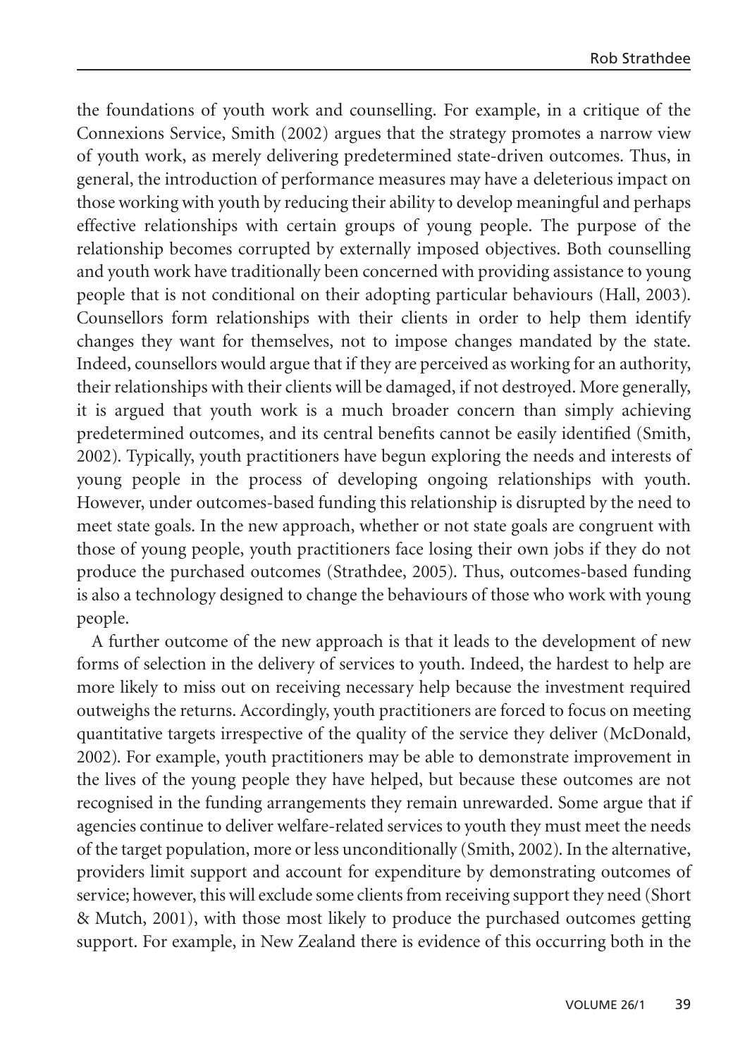the foundations of youth work and counselling. For example, in a critique of the Connexions Service, Smith (2002) argues that the strategy promotes a narrow view of youth work, as merely delivering predetermined state-driven outcomes. Thus, in general, the introduction of performance measures may have a deleterious impact on those working with youth by reducing their ability to develop meaningful and perhaps effective relationships with certain groups of young people. The purpose of the relationship becomes corrupted by externally imposed objectives. Both counselling and youth work have traditionally been concerned with providing assistance to young people that is not conditional on their adopting particular behaviours (Hall, 2003). Counsellors form relationships with their clients in order to help them identify changes they want for themselves, not to impose changes mandated by the state. Indeed, counsellors would argue that if they are perceived as working for an authority, their relationships with their clients will be damaged, if not destroyed. More generally, it is argued that youth work is a much broader concern than simply achieving predetermined outcomes, and its central benefits cannot be easily identified (Smith, 2002). Typically, youth practitioners have begun exploring the needs and interests of young people in the process of developing ongoing relationships with youth. However, under outcomes-based funding this relationship is disrupted by the need to meet state goals. In the new approach, whether or not state goals are congruent with those of young people, youth practitioners face losing their own jobs if they do not produce the purchased outcomes (Strathdee, 2005). Thus, outcomes-based funding is also a technology designed to change the behaviours of those who work with young people.

A further outcome of the new approach is that it leads to the development of new forms of selection in the delivery of services to youth. Indeed, the hardest to help are more likely to miss out on receiving necessary help because the investment required outweighs the returns. Accordingly, youth practitioners are forced to focus on meeting quantitative targets irrespective of the quality of the service they deliver (McDonald, 2002). For example, youth practitioners may be able to demonstrate improvement in the lives of the young people they have helped, but because these outcomes are not recognised in the funding arrangements they remain unrewarded. Some argue that if agencies continue to deliver welfare-related services to youth they must meet the needs of the target population, more or less unconditionally (Smith, 2002). In the alternative, providers limit support and account for expenditure by demonstrating outcomes of service; however, this will exclude some clients from receiving support they need (Short & Mutch, 2001), with those most likely to produce the purchased outcomes getting support. For example, in New Zealand there is evidence of this occurring both in the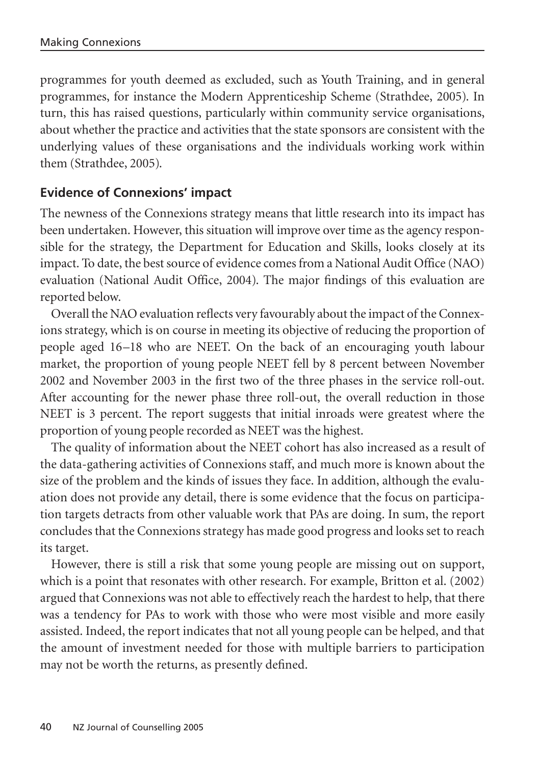programmes for youth deemed as excluded, such as Youth Training, and in general programmes, for instance the Modern Apprenticeship Scheme (Strathdee, 2005). In turn, this has raised questions, particularly within community service organisations, about whether the practice and activities that the state sponsors are consistent with the underlying values of these organisations and the individuals working work within them (Strathdee, 2005).

## Evidence of Connexions' impact

The newness of the Connexions strategy means that little research into its impact has been undertaken. However, this situation will improve over time as the agency responsible for the strategy, the Department for Education and Skills, looks closely at its impact. To date, the best source of evidence comes from a National Audit Office (NAO) evaluation (National Audit Office, 2004). The major findings of this evaluation are reported below.

Overall the NAO evaluation reflects very favourably about the impact of the Connexions strategy, which is on course in meeting its objective of reducing the proportion of people aged 16–18 who are NEET. On the back of an encouraging youth labour market, the proportion of young people NEET fell by 8 percent between November 2002 and November 2003 in the first two of the three phases in the service roll-out. After accounting for the newer phase three roll-out, the overall reduction in those NEET is 3 percent. The report suggests that initial inroads were greatest where the proportion of young people recorded as NEET was the highest.

The quality of information about the NEET cohort has also increased as a result of the data-gathering activities of Connexions staff, and much more is known about the size of the problem and the kinds of issues they face. In addition, although the evaluation does not provide any detail, there is some evidence that the focus on participation targets detracts from other valuable work that PAs are doing. In sum, the report concludes that the Connexions strategy has made good progress and looks set to reach its target.

However, there is still a risk that some young people are missing out on support, which is a point that resonates with other research. For example, Britton et al. (2002) argued that Connexions was not able to effectively reach the hardest to help, that there was a tendency for PAs to work with those who were most visible and more easily assisted. Indeed, the report indicates that not all young people can be helped, and that the amount of investment needed for those with multiple barriers to participation may not be worth the returns, as presently defined.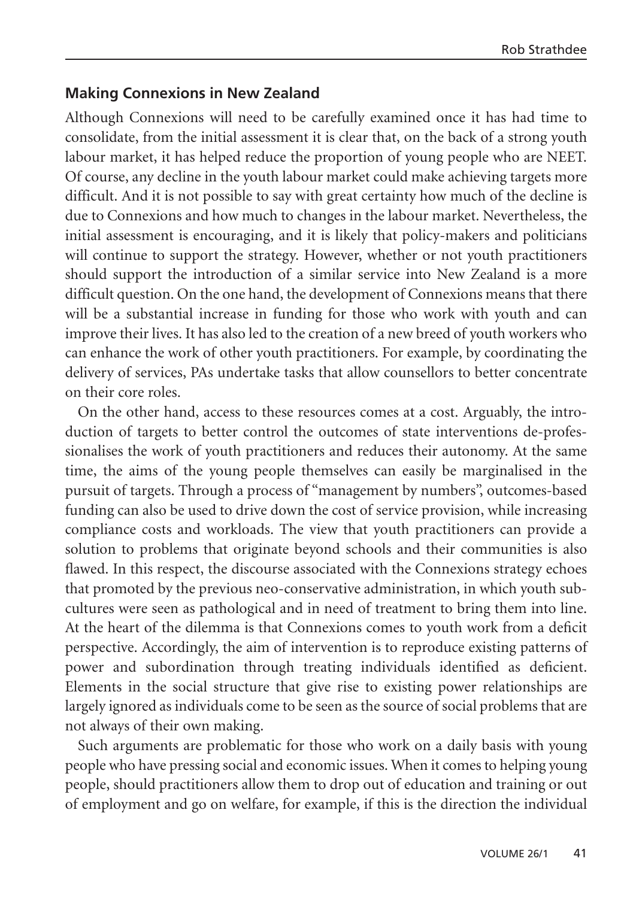## Making Connexions in New Zealand

Although Connexions will need to be carefully examined once it has had time to consolidate, from the initial assessment it is clear that, on the back of a strong youth labour market, it has helped reduce the proportion of young people who are NEET. Of course, any decline in the youth labour market could make achieving targets more difficult. And it is not possible to say with great certainty how much of the decline is due to Connexions and how much to changes in the labour market. Nevertheless, the initial assessment is encouraging, and it is likely that policy-makers and politicians will continue to support the strategy. However, whether or not youth practitioners should support the introduction of a similar service into New Zealand is a more difficult question. On the one hand, the development of Connexions means that there will be a substantial increase in funding for those who work with youth and can improve their lives. It has also led to the creation of a new breed of youth workers who can enhance the work of other youth practitioners. For example, by coordinating the delivery of services, PAs undertake tasks that allow counsellors to better concentrate on their core roles.

On the other hand, access to these resources comes at a cost. Arguably, the introduction of targets to better control the outcomes of state interventions de-professionalises the work of youth practitioners and reduces their autonomy. At the same time, the aims of the young people themselves can easily be marginalised in the pursuit of targets. Through a process of "management by numbers", outcomes-based funding can also be used to drive down the cost of service provision, while increasing compliance costs and workloads. The view that youth practitioners can provide a solution to problems that originate beyond schools and their communities is also flawed. In this respect, the discourse associated with the Connexions strategy echoes that promoted by the previous neo-conservative administration, in which youth subcultures were seen as pathological and in need of treatment to bring them into line. At the heart of the dilemma is that Connexions comes to youth work from a deficit perspective. Accordingly, the aim of intervention is to reproduce existing patterns of power and subordination through treating individuals identified as deficient. Elements in the social structure that give rise to existing power relationships are largely ignored as individuals come to be seen as the source of social problems that are not always of their own making.

Such arguments are problematic for those who work on a daily basis with young people who have pressing social and economic issues. When it comes to helping young people, should practitioners allow them to drop out of education and training or out of employment and go on welfare, for example, if this is the direction the individual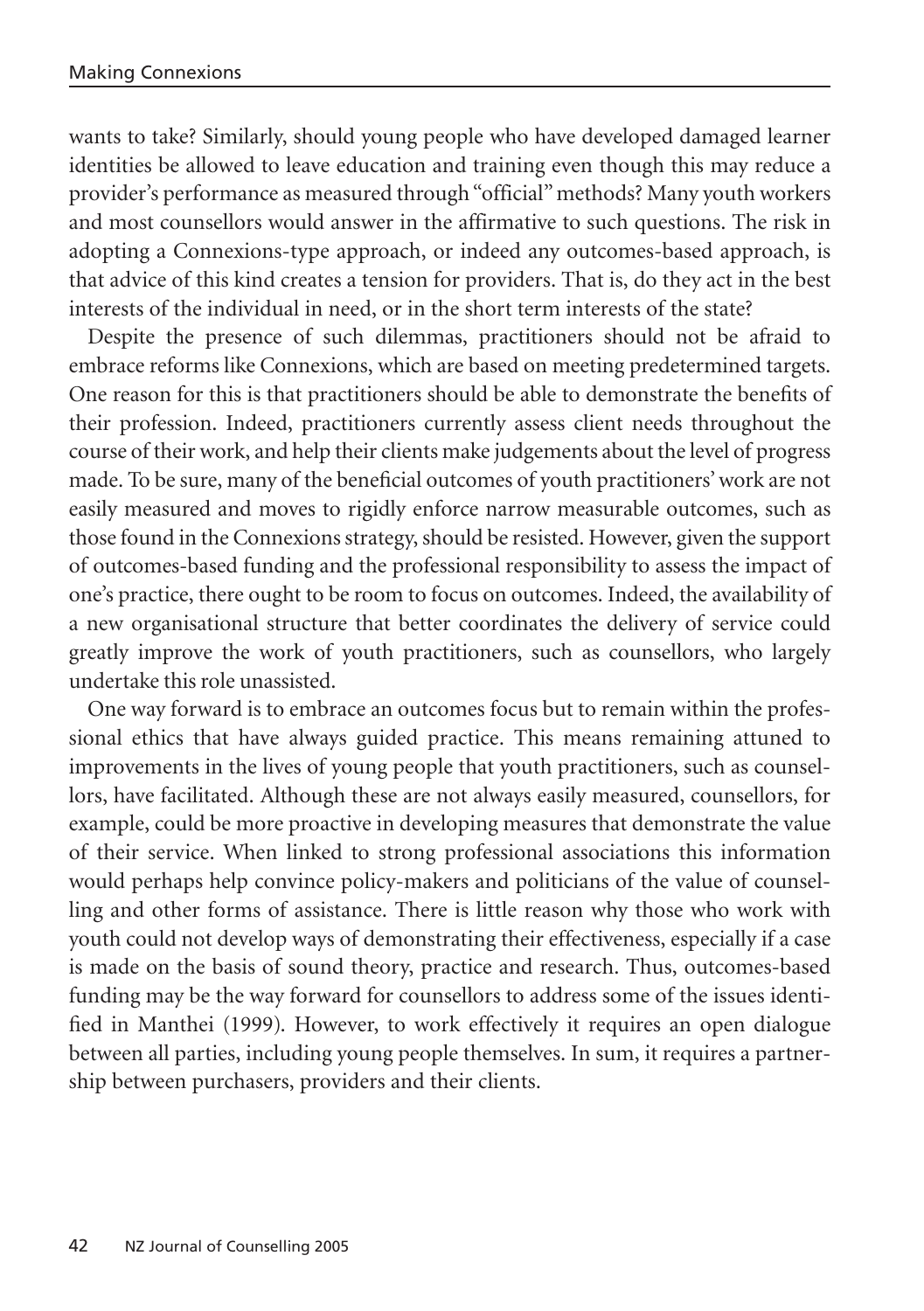wants to take? Similarly, should young people who have developed damaged learner identities be allowed to leave education and training even though this may reduce a provider's performance as measured through "official" methods? Many youth workers and most counsellors would answer in the affirmative to such questions. The risk in adopting a Connexions-type approach, or indeed any outcomes-based approach, is that advice of this kind creates a tension for providers. That is, do they act in the best interests of the individual in need, or in the short term interests of the state?

Despite the presence of such dilemmas, practitioners should not be afraid to embrace reforms like Connexions, which are based on meeting predetermined targets. One reason for this is that practitioners should be able to demonstrate the benefits of their profession. Indeed, practitioners currently assess client needs throughout the course of their work, and help their clients make judgements about the level of progress made. To be sure, many of the beneficial outcomes of youth practitioners' work are not easily measured and moves to rigidly enforce narrow measurable outcomes, such as those found in the Connexions strategy, should be resisted. However, given the support of outcomes-based funding and the professional responsibility to assess the impact of one's practice, there ought to be room to focus on outcomes. Indeed, the availability of a new organisational structure that better coordinates the delivery of service could greatly improve the work of youth practitioners, such as counsellors, who largely undertake this role unassisted.

One way forward is to embrace an outcomes focus but to remain within the professional ethics that have always guided practice. This means remaining attuned to improvements in the lives of young people that youth practitioners, such as counsellors, have facilitated. Although these are not always easily measured, counsellors, for example, could be more proactive in developing measures that demonstrate the value of their service. When linked to strong professional associations this information would perhaps help convince policy-makers and politicians of the value of counselling and other forms of assistance. There is little reason why those who work with youth could not develop ways of demonstrating their effectiveness, especially if a case is made on the basis of sound theory, practice and research. Thus, outcomes-based funding may be the way forward for counsellors to address some of the issues identified in Manthei (1999). However, to work effectively it requires an open dialogue between all parties, including young people themselves. In sum, it requires a partnership between purchasers, providers and their clients.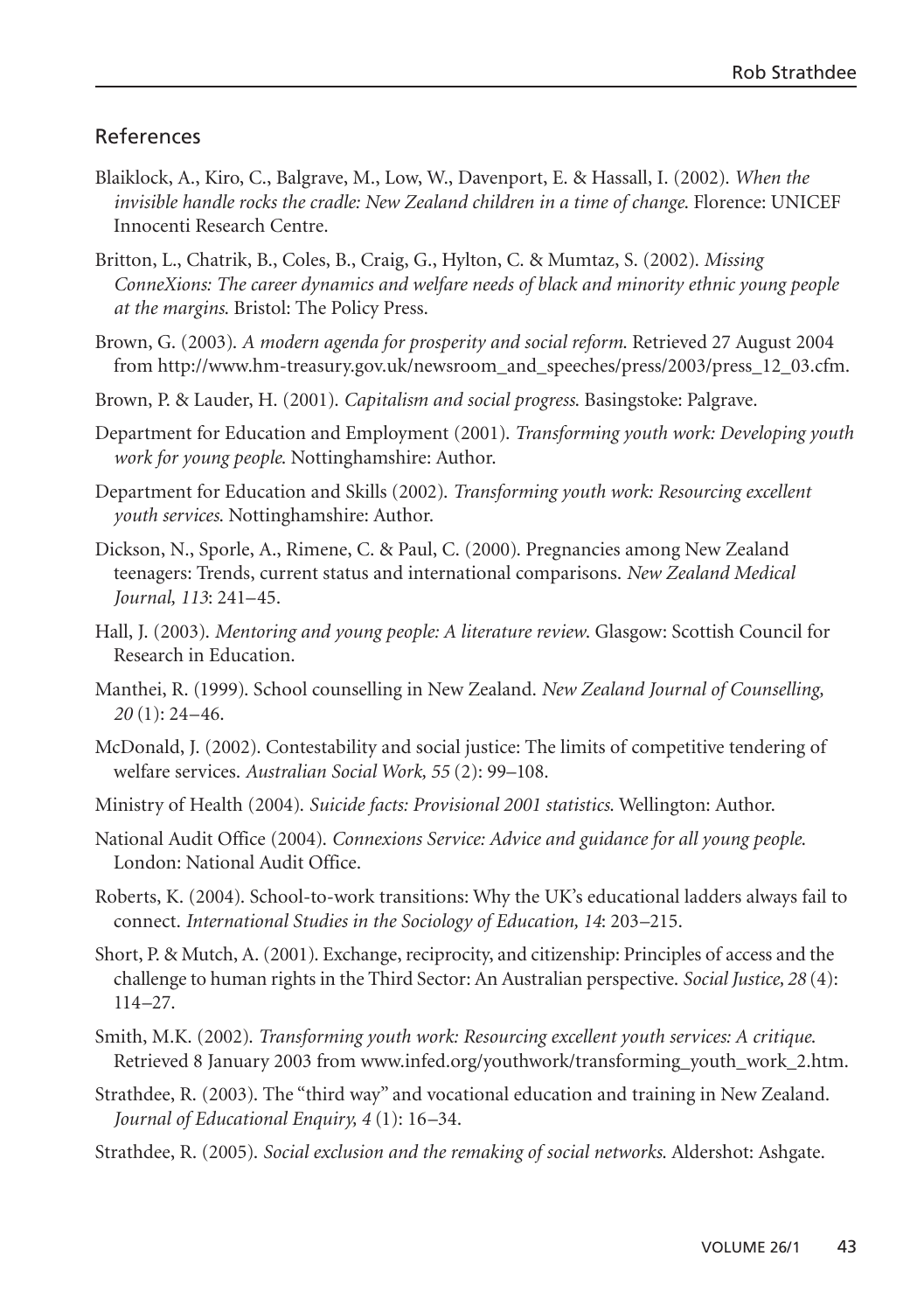## References

Blaiklock, A., Kiro, C., Balgrave, M., Low, W., Davenport, E. & Hassall, I. (2002). *When the invisible handle rocks the cradle: New Zealand children in a time of change*. Florence: UNICEF Innocenti Research Centre.

Britton, L., Chatrik, B., Coles, B., Craig, G., Hylton, C. & Mumtaz, S. (2002). *Missing ConneXions: The career dynamics and welfare needs of black and minority ethnic young people at the margins*. Bristol: The Policy Press.

Brown, G. (2003). *A modern agenda for prosperity and social reform*. Retrieved 27 August 2004 from http://www.hm-treasury.gov.uk/newsroom_and_speeches/press/2003/press_12_03.cfm.

Brown, P. & Lauder, H. (2001). *Capitalism and social progress*. Basingstoke: Palgrave.

Department for Education and Employment (2001). *Transforming youth work: Developing youth work for young people*. Nottinghamshire: Author.

Department for Education and Skills (2002). *Transforming youth work: Resourcing excellent youth services*. Nottinghamshire: Author.

Dickson, N., Sporle, A., Rimene, C. & Paul, C. (2000). Pregnancies among New Zealand teenagers: Trends, current status and international comparisons. *New Zealand Medical Journal, 113*: 241–45.

Hall, J. (2003). *Mentoring and young people: A literature review*. Glasgow: Scottish Council for Research in Education.

Manthei, R. (1999). School counselling in New Zealand. *New Zealand Journal of Counselling, 20* (1): 24–46.

McDonald, J. (2002). Contestability and social justice: The limits of competitive tendering of welfare services. *Australian Social Work, 55* (2): 99–108.

Ministry of Health (2004). *Suicide facts: Provisional 2001 statistics*. Wellington: Author.

National Audit Office (2004). *Connexions Service: Advice and guidance for all young people*. London: National Audit Office.

Roberts, K. (2004). School-to-work transitions: Why the UK's educational ladders always fail to connect. *International Studies in the Sociology of Education, 14*: 203–215.

Short, P. & Mutch, A. (2001). Exchange, reciprocity, and citizenship: Principles of access and the challenge to human rights in the Third Sector: An Australian perspective. *Social Justice, 28* (4): 114–27.

Smith, M.K. (2002). *Transforming youth work: Resourcing excellent youth services: A critique*. Retrieved 8 January 2003 from www.infed.org/youthwork/transforming_youth_work_2.htm.

Strathdee, R. (2003). The "third way" and vocational education and training in New Zealand. *Journal of Educational Enquiry, 4* (1): 16–34.

Strathdee, R. (2005). *Social exclusion and the remaking of social networks*. Aldershot: Ashgate.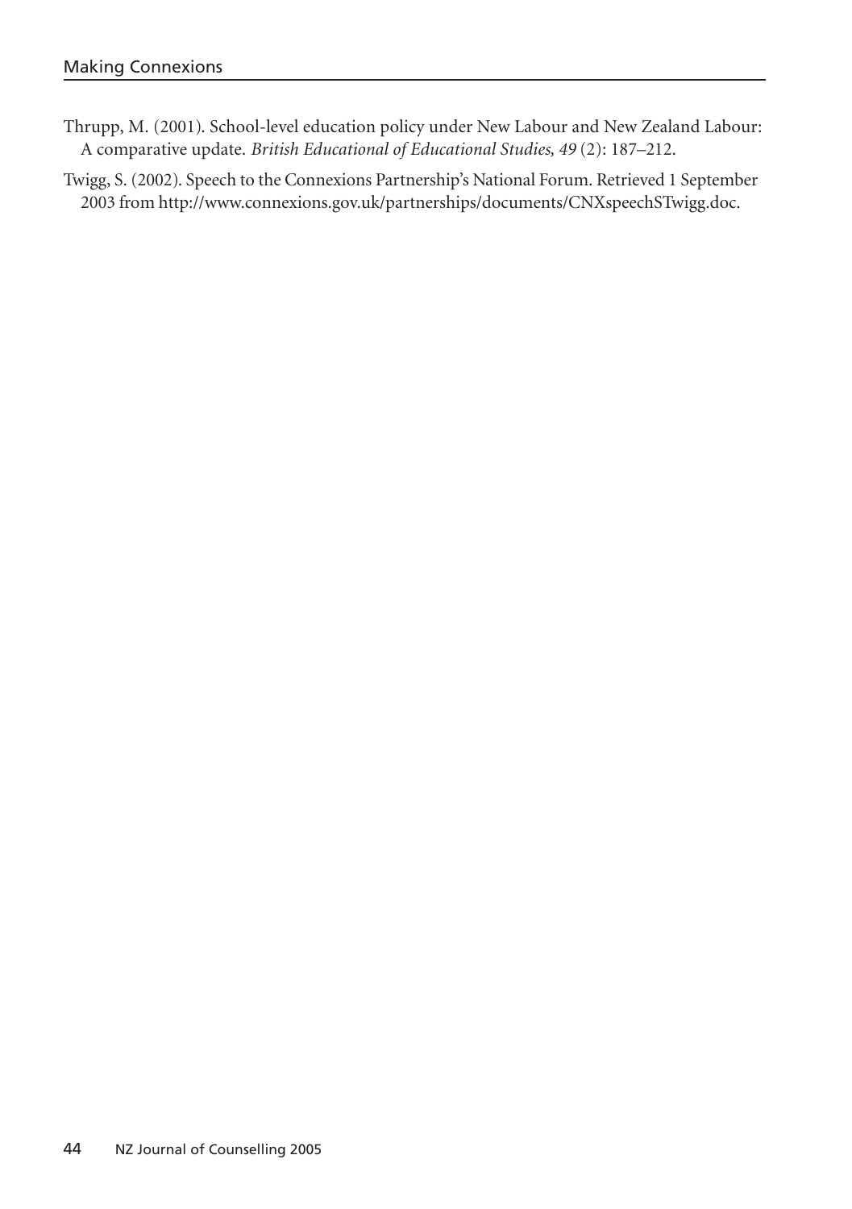Thrupp, M. (2001). School-level education policy under New Labour and New Zealand Labour: A comparative update. *British Educational of Educational Studies, 49* (2): 187–212.

Twigg, S. (2002). Speech to the Connexions Partnership's National Forum. Retrieved 1 September 2003 from http://www.connexions.gov.uk/partnerships/documents/CNXspeechSTwigg.doc.